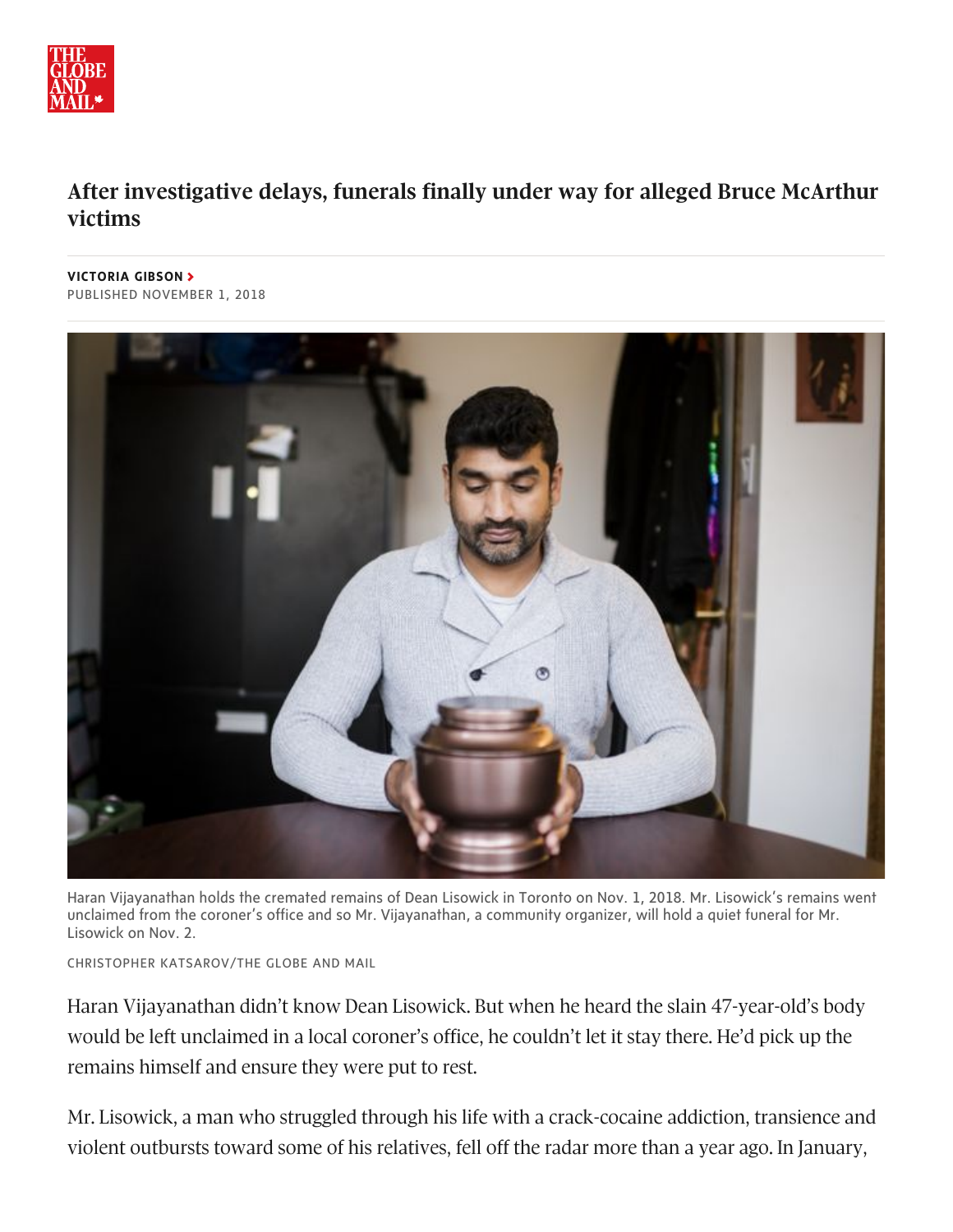# After investigative delays, funerals finally under way for alleged Bruce McArthur victims

**VICTORIA GIBSON**
PUBLISHED NOVEMBER 1, 2018

Haran Vijayanathan holds the cremated remains of Dean Lisowick in Toronto on Nov. 1, 2018. Mr. Lisowick's remains went unclaimed from the coroner's office and so Mr. Vijayanathan, a community organizer, will hold a quiet funeral for Mr. Lisowick on Nov. 2.

CHRISTOPHER KATSAROV/THE GLOBE AND MAIL

Haran Vijayanathan didn't know Dean Lisowick. But when he heard the slain 47-year-old's body would be left unclaimed in a local coroner's office, he couldn't let it stay there. He'd pick up the remains himself and ensure they were put to rest.

Mr. Lisowick, a man who struggled through his life with a crack-cocaine addiction, transience and violent outbursts toward some of his relatives, fell off the radar more than a year ago. In January,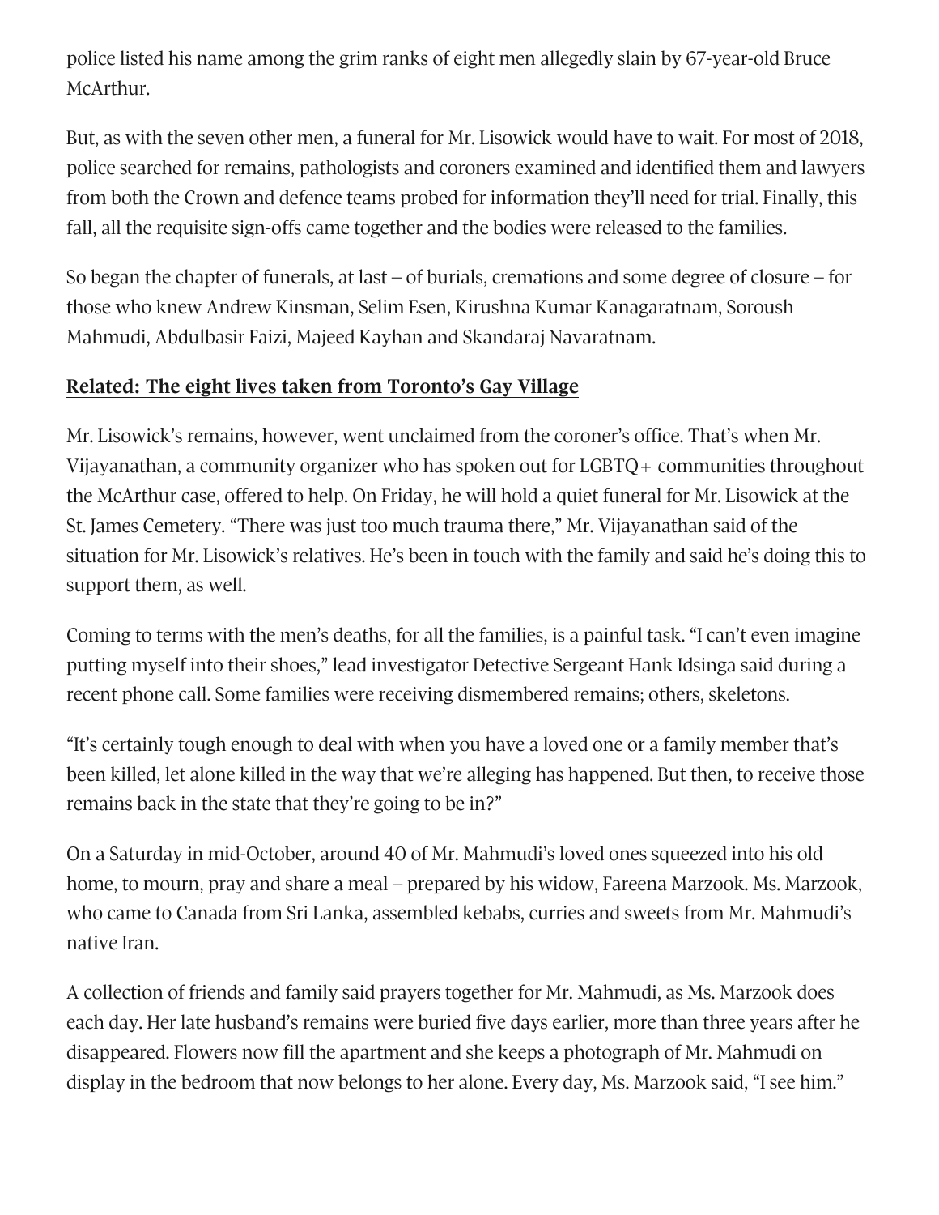police listed his name among the grim ranks of eight men allegedly slain by 67-year-old Bruce McArthur.

But, as with the seven other men, a funeral for Mr. Lisowick would have to wait. For most of 2018, police searched for remains, pathologists and coroners examined and identified them and lawyers from both the Crown and defence teams probed for information they'll need for trial. Finally, this fall, all the requisite sign-offs came together and the bodies were released to the families.

So began the chapter of funerals, at last – of burials, cremations and some degree of closure – for those who knew Andrew Kinsman, Selim Esen, Kirushna Kumar Kanagaratnam, Soroush Mahmudi, Abdulbasir Faizi, Majeed Kayhan and Skandaraj Navaratnam.

**Related: The eight lives taken from Toronto's Gay Village**

Mr. Lisowick's remains, however, went unclaimed from the coroner's office. That's when Mr. Vijayanathan, a community organizer who has spoken out for LGBTQ+ communities throughout the McArthur case, offered to help. On Friday, he will hold a quiet funeral for Mr. Lisowick at the St. James Cemetery. "There was just too much trauma there," Mr. Vijayanathan said of the situation for Mr. Lisowick's relatives. He's been in touch with the family and said he's doing this to support them, as well.

Coming to terms with the men's deaths, for all the families, is a painful task. "I can't even imagine putting myself into their shoes," lead investigator Detective Sergeant Hank Idsinga said during a recent phone call. Some families were receiving dismembered remains; others, skeletons.

"It's certainly tough enough to deal with when you have a loved one or a family member that's been killed, let alone killed in the way that we're alleging has happened. But then, to receive those remains back in the state that they're going to be in?"

On a Saturday in mid-October, around 40 of Mr. Mahmudi's loved ones squeezed into his old home, to mourn, pray and share a meal – prepared by his widow, Fareena Marzook. Ms. Marzook, who came to Canada from Sri Lanka, assembled kebabs, curries and sweets from Mr. Mahmudi's native Iran.

A collection of friends and family said prayers together for Mr. Mahmudi, as Ms. Marzook does each day. Her late husband's remains were buried five days earlier, more than three years after he disappeared. Flowers now fill the apartment and she keeps a photograph of Mr. Mahmudi on display in the bedroom that now belongs to her alone. Every day, Ms. Marzook said, "I see him."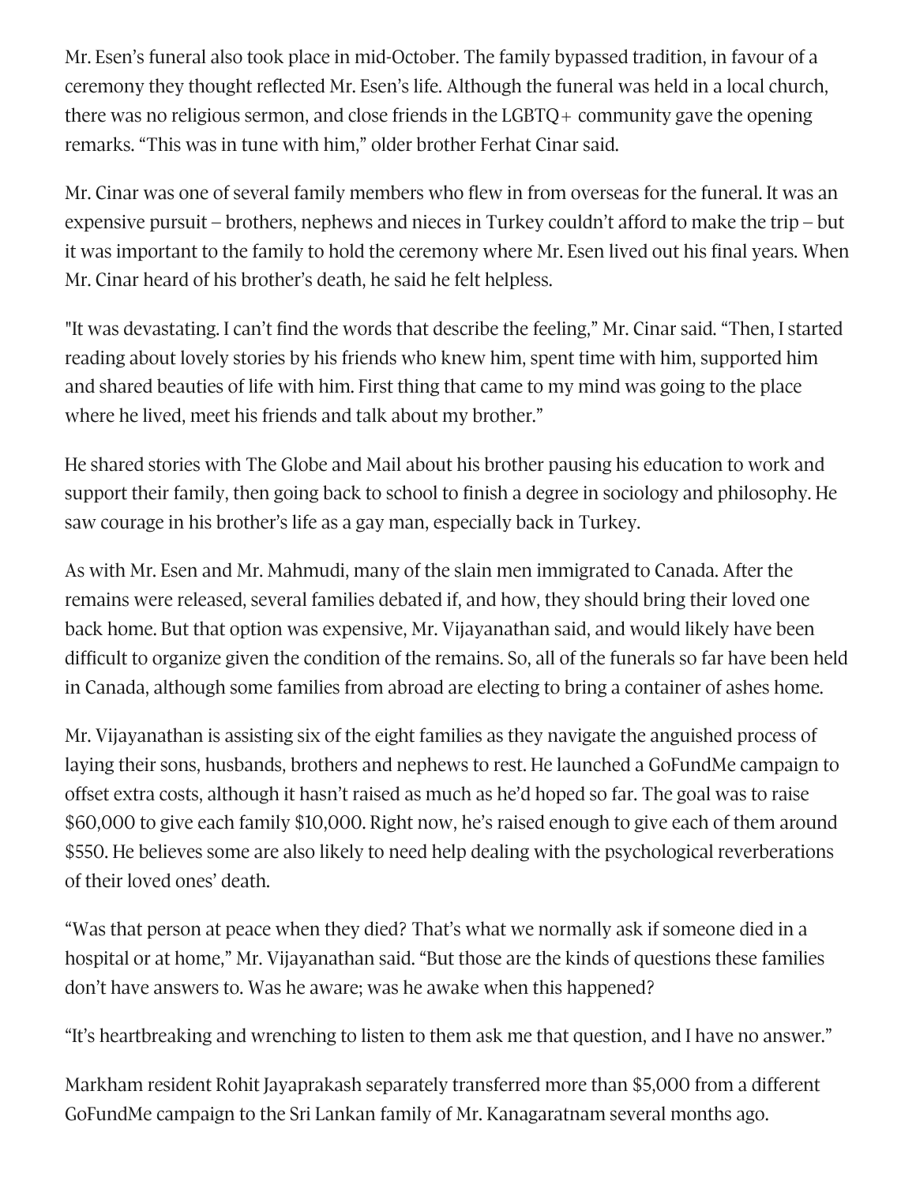Mr. Esen's funeral also took place in mid-October. The family bypassed tradition, in favour of a ceremony they thought reflected Mr. Esen's life. Although the funeral was held in a local church, there was no religious sermon, and close friends in the LGBTQ+ community gave the opening remarks. "This was in tune with him," older brother Ferhat Cinar said.

Mr. Cinar was one of several family members who flew in from overseas for the funeral. It was an expensive pursuit – brothers, nephews and nieces in Turkey couldn't afford to make the trip – but it was important to the family to hold the ceremony where Mr. Esen lived out his final years. When Mr. Cinar heard of his brother's death, he said he felt helpless.

"It was devastating. I can't find the words that describe the feeling," Mr. Cinar said. "Then, I started reading about lovely stories by his friends who knew him, spent time with him, supported him and shared beauties of life with him. First thing that came to my mind was going to the place where he lived, meet his friends and talk about my brother."

He shared stories with The Globe and Mail about his brother pausing his education to work and support their family, then going back to school to finish a degree in sociology and philosophy. He saw courage in his brother's life as a gay man, especially back in Turkey.

As with Mr. Esen and Mr. Mahmudi, many of the slain men immigrated to Canada. After the remains were released, several families debated if, and how, they should bring their loved one back home. But that option was expensive, Mr. Vijayanathan said, and would likely have been difficult to organize given the condition of the remains. So, all of the funerals so far have been held in Canada, although some families from abroad are electing to bring a container of ashes home.

Mr. Vijayanathan is assisting six of the eight families as they navigate the anguished process of laying their sons, husbands, brothers and nephews to rest. He launched a GoFundMe campaign to offset extra costs, although it hasn't raised as much as he'd hoped so far. The goal was to raise $60,000 to give each family $10,000. Right now, he's raised enough to give each of them around $550. He believes some are also likely to need help dealing with the psychological reverberations of their loved ones' death.

"Was that person at peace when they died? That's what we normally ask if someone died in a hospital or at home," Mr. Vijayanathan said. "But those are the kinds of questions these families don't have answers to. Was he aware; was he awake when this happened?

"It's heartbreaking and wrenching to listen to them ask me that question, and I have no answer."

Markham resident Rohit Jayaprakash separately transferred more than $5,000 from a different GoFundMe campaign to the Sri Lankan family of Mr. Kanagaratnam several months ago.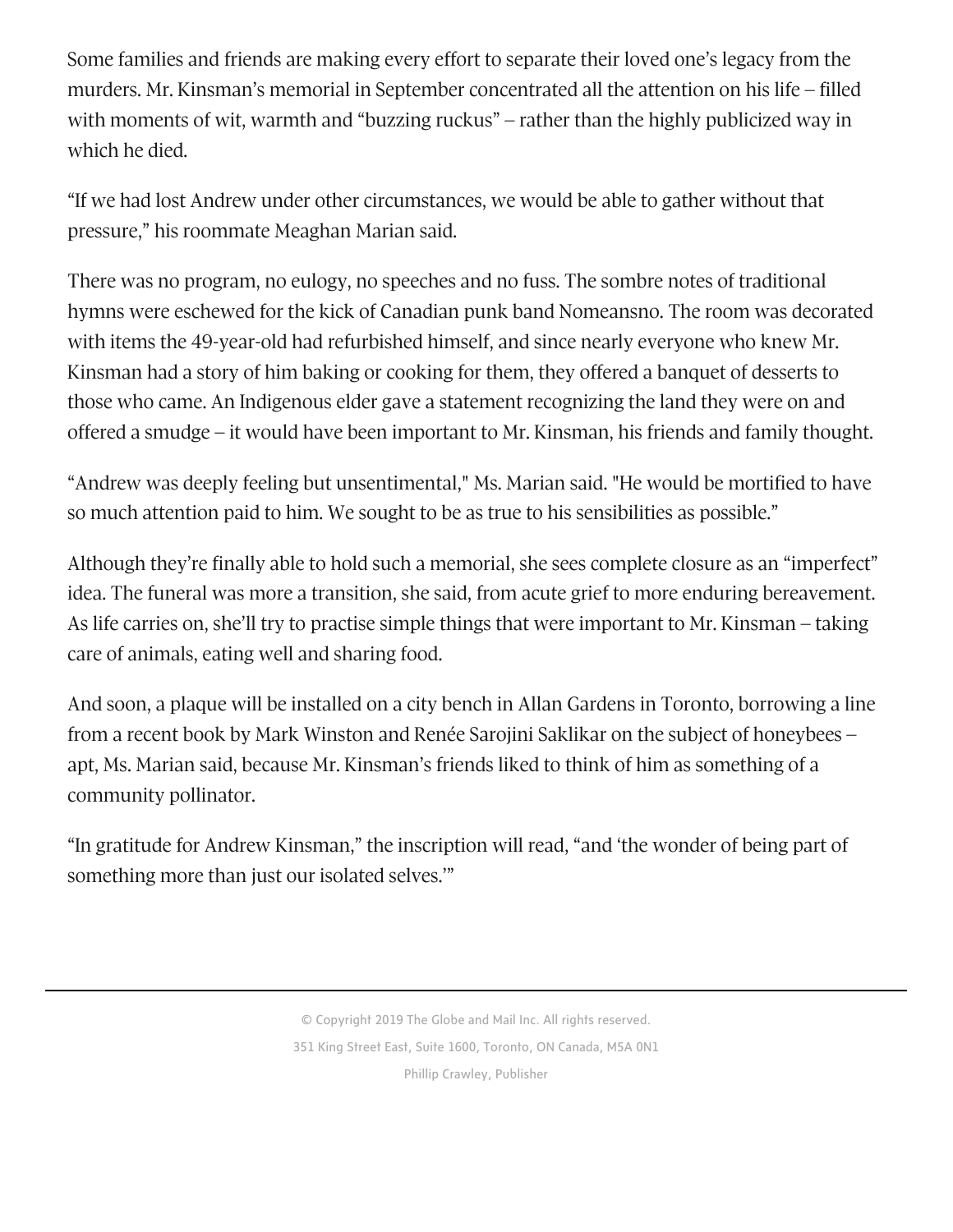Some families and friends are making every effort to separate their loved one's legacy from the murders. Mr. Kinsman's memorial in September concentrated all the attention on his life – filled with moments of wit, warmth and "buzzing ruckus" – rather than the highly publicized way in which he died.

"If we had lost Andrew under other circumstances, we would be able to gather without that pressure," his roommate Meaghan Marian said.

There was no program, no eulogy, no speeches and no fuss. The sombre notes of traditional hymns were eschewed for the kick of Canadian punk band Nomeansno. The room was decorated with items the 49-year-old had refurbished himself, and since nearly everyone who knew Mr. Kinsman had a story of him baking or cooking for them, they offered a banquet of desserts to those who came. An Indigenous elder gave a statement recognizing the land they were on and offered a smudge – it would have been important to Mr. Kinsman, his friends and family thought.

"Andrew was deeply feeling but unsentimental," Ms. Marian said. "He would be mortified to have so much attention paid to him. We sought to be as true to his sensibilities as possible."

Although they're finally able to hold such a memorial, she sees complete closure as an "imperfect" idea. The funeral was more a transition, she said, from acute grief to more enduring bereavement. As life carries on, she'll try to practise simple things that were important to Mr. Kinsman – taking care of animals, eating well and sharing food.

And soon, a plaque will be installed on a city bench in Allan Gardens in Toronto, borrowing a line from a recent book by Mark Winston and Renée Sarojini Saklikar on the subject of honeybees – apt, Ms. Marian said, because Mr. Kinsman's friends liked to think of him as something of a community pollinator.

"In gratitude for Andrew Kinsman," the inscription will read, "and 'the wonder of being part of something more than just our isolated selves.'"

---

© Copyright 2019 The Globe and Mail Inc. All rights reserved.

351 King Street East, Suite 1600, Toronto, ON Canada, M5A 0N1

Phillip Crawley, Publisher